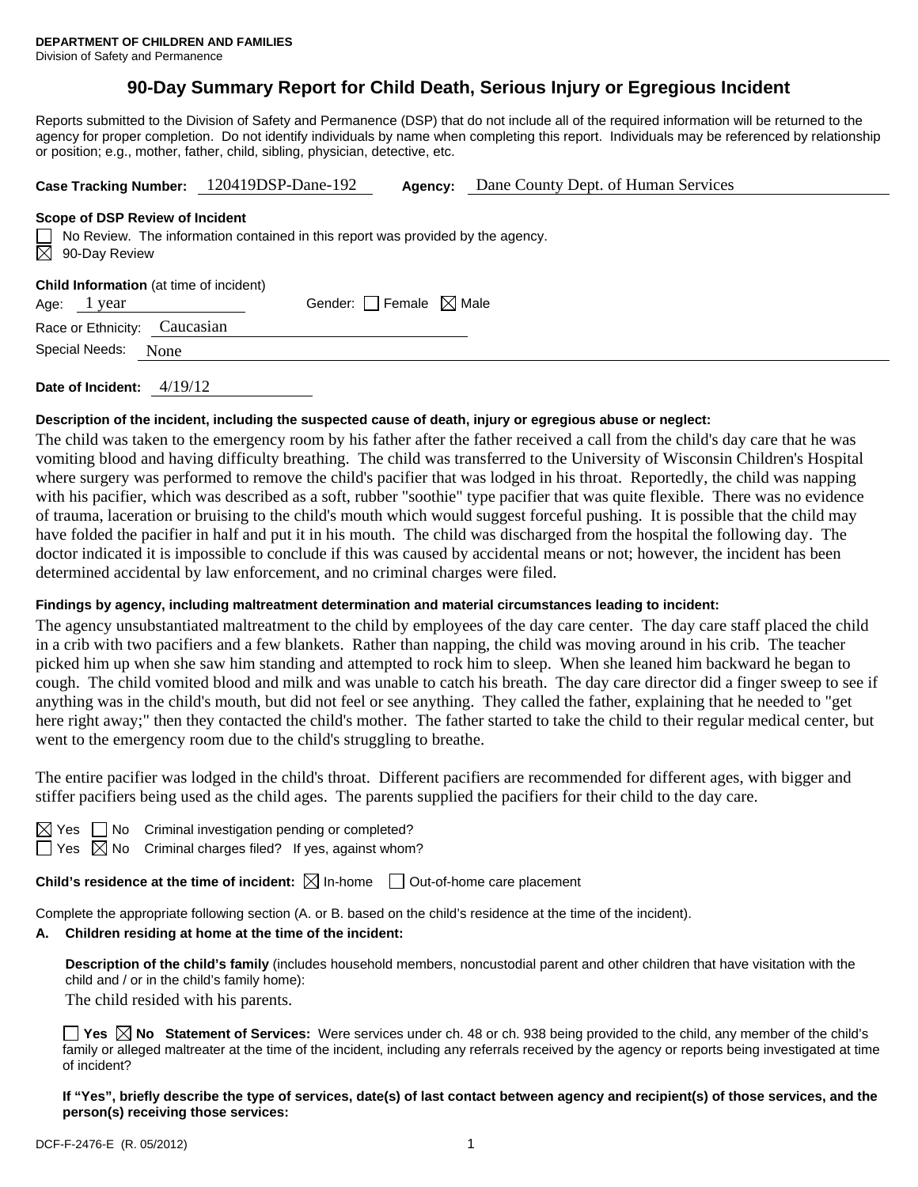**DEPARTMENT OF CHILDREN AND FAMILIES**
Division of Safety and Permanence

# 90-Day Summary Report for Child Death, Serious Injury or Egregious Incident

Reports submitted to the Division of Safety and Permanence (DSP) that do not include all of the required information will be returned to the agency for proper completion. Do not identify individuals by name when completing this report. Individuals may be referenced by relationship or position; e.g., mother, father, child, sibling, physician, detective, etc.

**Case Tracking Number:** 120419DSP-Dane-192 **Agency:** Dane County Dept. of Human Services

**Scope of DSP Review of Incident**

☐ No Review. The information contained in this report was provided by the agency.
☒ 90-Day Review

**Child Information** (at time of incident)

Age: 1 year Gender: ☐ Female ☒ Male

Race or Ethnicity: Caucasian

Special Needs: None

**Date of Incident:** 4/19/12

**Description of the incident, including the suspected cause of death, injury or egregious abuse or neglect:**

The child was taken to the emergency room by his father after the father received a call from the child's day care that he was vomiting blood and having difficulty breathing. The child was transferred to the University of Wisconsin Children's Hospital where surgery was performed to remove the child's pacifier that was lodged in his throat. Reportedly, the child was napping with his pacifier, which was described as a soft, rubber "soothie" type pacifier that was quite flexible. There was no evidence of trauma, laceration or bruising to the child's mouth which would suggest forceful pushing. It is possible that the child may have folded the pacifier in half and put it in his mouth. The child was discharged from the hospital the following day. The doctor indicated it is impossible to conclude if this was caused by accidental means or not; however, the incident has been determined accidental by law enforcement, and no criminal charges were filed.

**Findings by agency, including maltreatment determination and material circumstances leading to incident:**

The agency unsubstantiated maltreatment to the child by employees of the day care center. The day care staff placed the child in a crib with two pacifiers and a few blankets. Rather than napping, the child was moving around in his crib. The teacher picked him up when she saw him standing and attempted to rock him to sleep. When she leaned him backward he began to cough. The child vomited blood and milk and was unable to catch his breath. The day care director did a finger sweep to see if anything was in the child's mouth, but did not feel or see anything. They called the father, explaining that he needed to "get here right away;" then they contacted the child's mother. The father started to take the child to their regular medical center, but went to the emergency room due to the child's struggling to breathe.

The entire pacifier was lodged in the child's throat. Different pacifiers are recommended for different ages, with bigger and stiffer pacifiers being used as the child ages. The parents supplied the pacifiers for their child to the day care.

☒ Yes ☐ No Criminal investigation pending or completed?
☐ Yes ☒ No Criminal charges filed? If yes, against whom?

**Child's residence at the time of incident:** ☒ In-home ☐ Out-of-home care placement

Complete the appropriate following section (A. or B. based on the child's residence at the time of the incident).

**A. Children residing at home at the time of the incident:**

**Description of the child's family** (includes household members, noncustodial parent and other children that have visitation with the child and / or in the child's family home):

The child resided with his parents.

☐ **Yes** ☒ **No Statement of Services:** Were services under ch. 48 or ch. 938 being provided to the child, any member of the child's family or alleged maltreater at the time of the incident, including any referrals received by the agency or reports being investigated at time of incident?

**If "Yes", briefly describe the type of services, date(s) of last contact between agency and recipient(s) of those services, and the person(s) receiving those services:**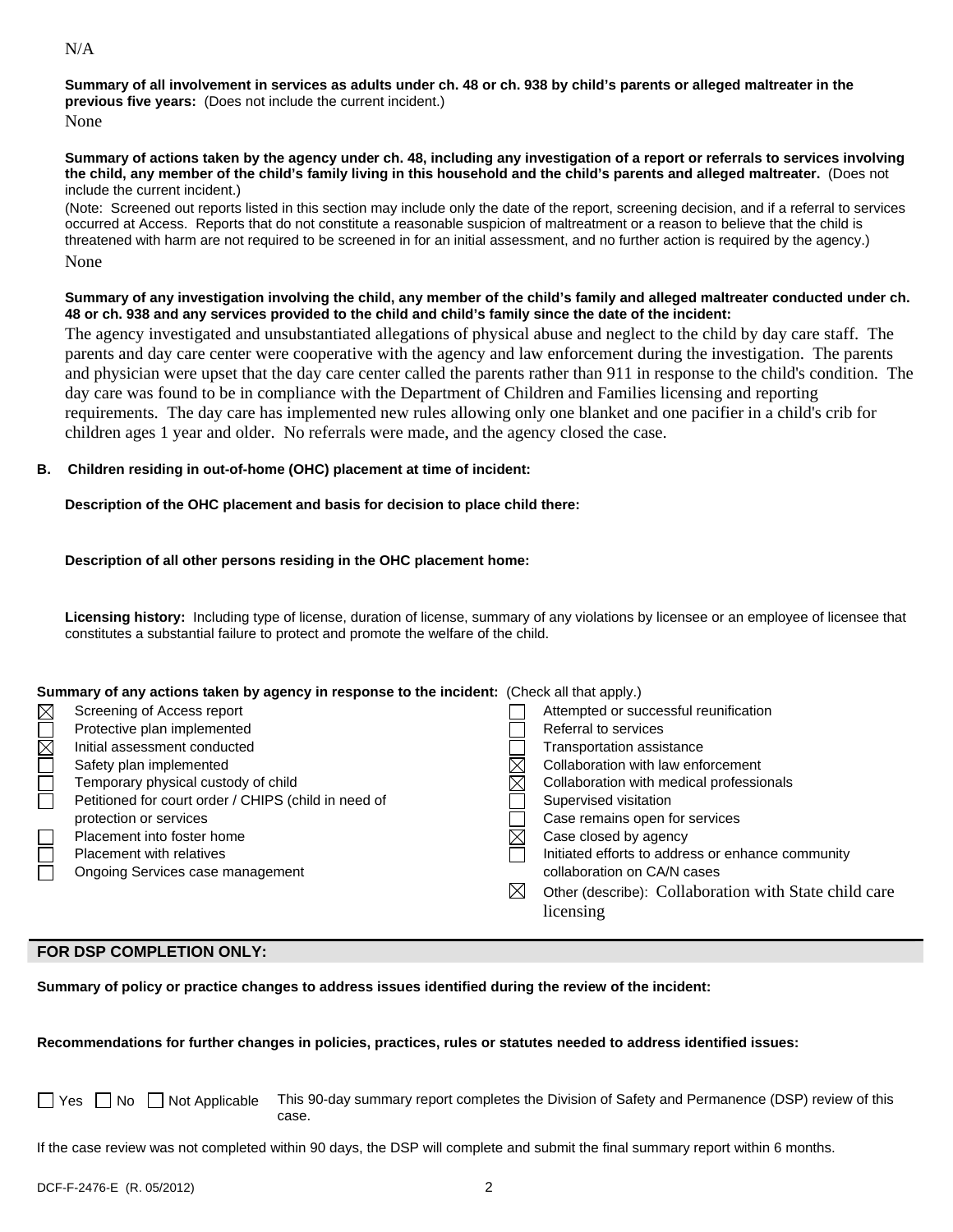N/A

**Summary of all involvement in services as adults under ch. 48 or ch. 938 by child's parents or alleged maltreater in the previous five years:** (Does not include the current incident.)

None

**Summary of actions taken by the agency under ch. 48, including any investigation of a report or referrals to services involving the child, any member of the child's family living in this household and the child's parents and alleged maltreater.** (Does not include the current incident.)

(Note: Screened out reports listed in this section may include only the date of the report, screening decision, and if a referral to services occurred at Access. Reports that do not constitute a reasonable suspicion of maltreatment or a reason to believe that the child is threatened with harm are not required to be screened in for an initial assessment, and no further action is required by the agency.)

None

**Summary of any investigation involving the child, any member of the child's family and alleged maltreater conducted under ch. 48 or ch. 938 and any services provided to the child and child's family since the date of the incident:**

The agency investigated and unsubstantiated allegations of physical abuse and neglect to the child by day care staff. The parents and day care center were cooperative with the agency and law enforcement during the investigation. The parents and physician were upset that the day care center called the parents rather than 911 in response to the child's condition. The day care was found to be in compliance with the Department of Children and Families licensing and reporting requirements. The day care has implemented new rules allowing only one blanket and one pacifier in a child's crib for children ages 1 year and older. No referrals were made, and the agency closed the case.

**B. Children residing in out-of-home (OHC) placement at time of incident:**

**Description of the OHC placement and basis for decision to place child there:**

**Description of all other persons residing in the OHC placement home:**

**Licensing history:** Including type of license, duration of license, summary of any violations by licensee or an employee of licensee that constitutes a substantial failure to protect and promote the welfare of the child.

**Summary of any actions taken by agency in response to the incident:** (Check all that apply.)

- ☒ Screening of Access report
- ☐ Protective plan implemented
- ☒ Initial assessment conducted
- ☐ Safety plan implemented
- ☐ Temporary physical custody of child
- ☐ Petitioned for court order / CHIPS (child in need of protection or services
- ☐ Placement into foster home
- ☐ Placement with relatives
- ☐ Ongoing Services case management
- ☐ Attempted or successful reunification
- ☐ Referral to services
- ☐ Transportation assistance
- ☒ Collaboration with law enforcement
- ☒ Collaboration with medical professionals
- ☐ Supervised visitation
- ☐ Case remains open for services
- ☒ Case closed by agency
- ☐ Initiated efforts to address or enhance community collaboration on CA/N cases
- ☒ Other (describe): Collaboration with State child care licensing

## FOR DSP COMPLETION ONLY:

**Summary of policy or practice changes to address issues identified during the review of the incident:**

**Recommendations for further changes in policies, practices, rules or statutes needed to address identified issues:**

☐ Yes ☐ No ☐ Not Applicable This 90-day summary report completes the Division of Safety and Permanence (DSP) review of this case.

If the case review was not completed within 90 days, the DSP will complete and submit the final summary report within 6 months.

DCF-F-2476-E (R. 05/2012)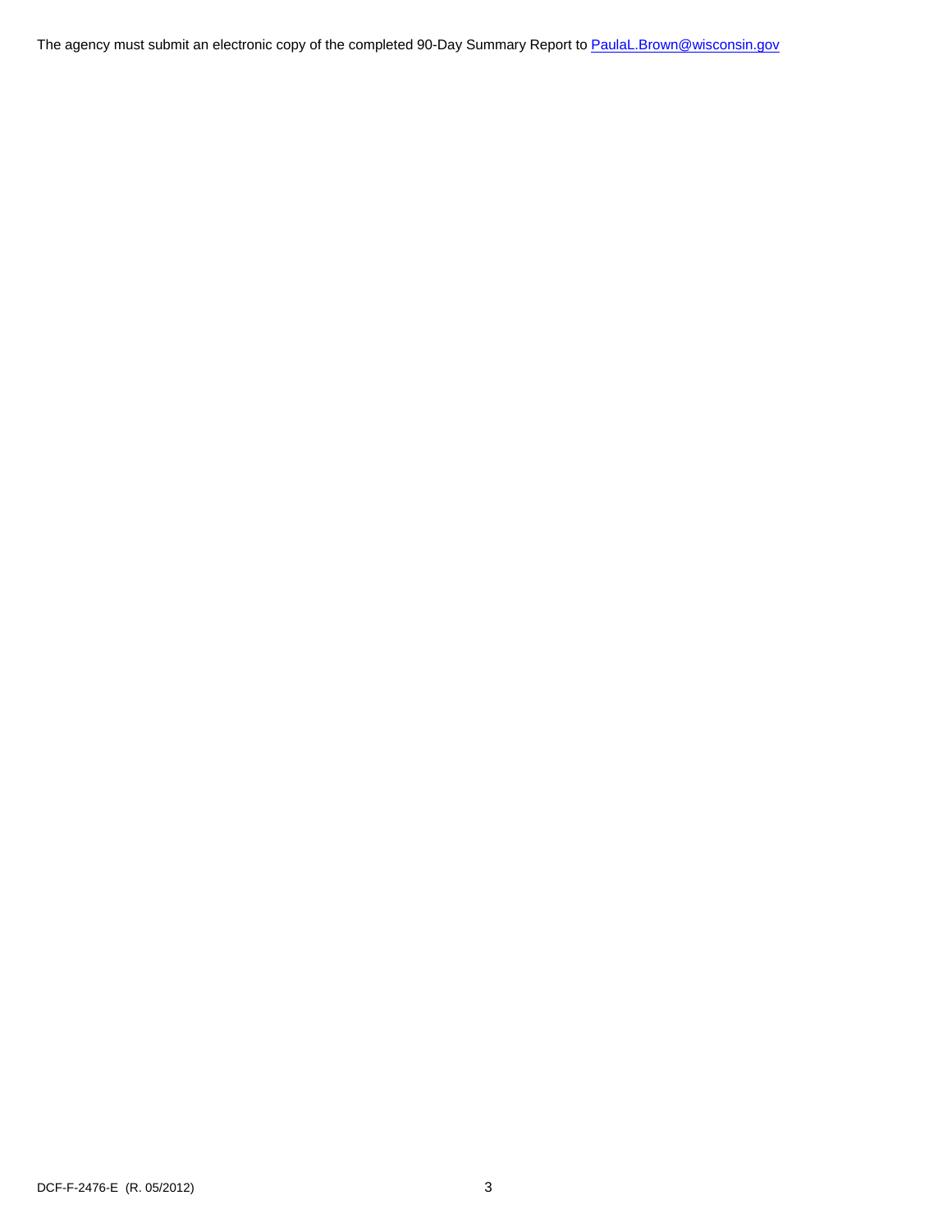The agency must submit an electronic copy of the completed 90-Day Summary Report to [PaulaL.Brown@wisconsin.gov](mailto:PaulaL.Brown@wisconsin.gov)